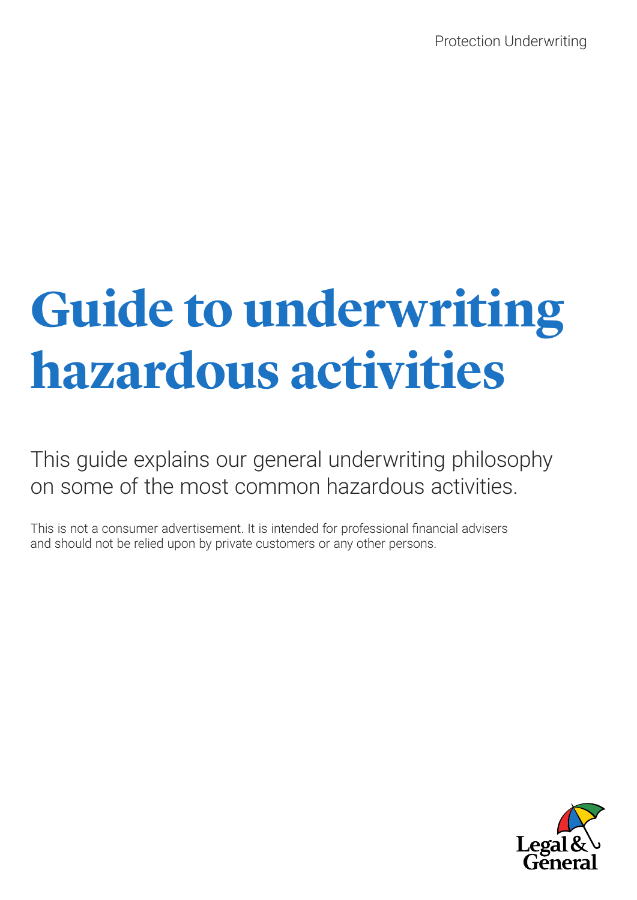Protection Underwriting

# Guide to underwriting hazardous activities

This guide explains our general underwriting philosophy on some of the most common hazardous activities.

This is not a consumer advertisement. It is intended for professional financial advisers and should not be relied upon by private customers or any other persons.

Legal & General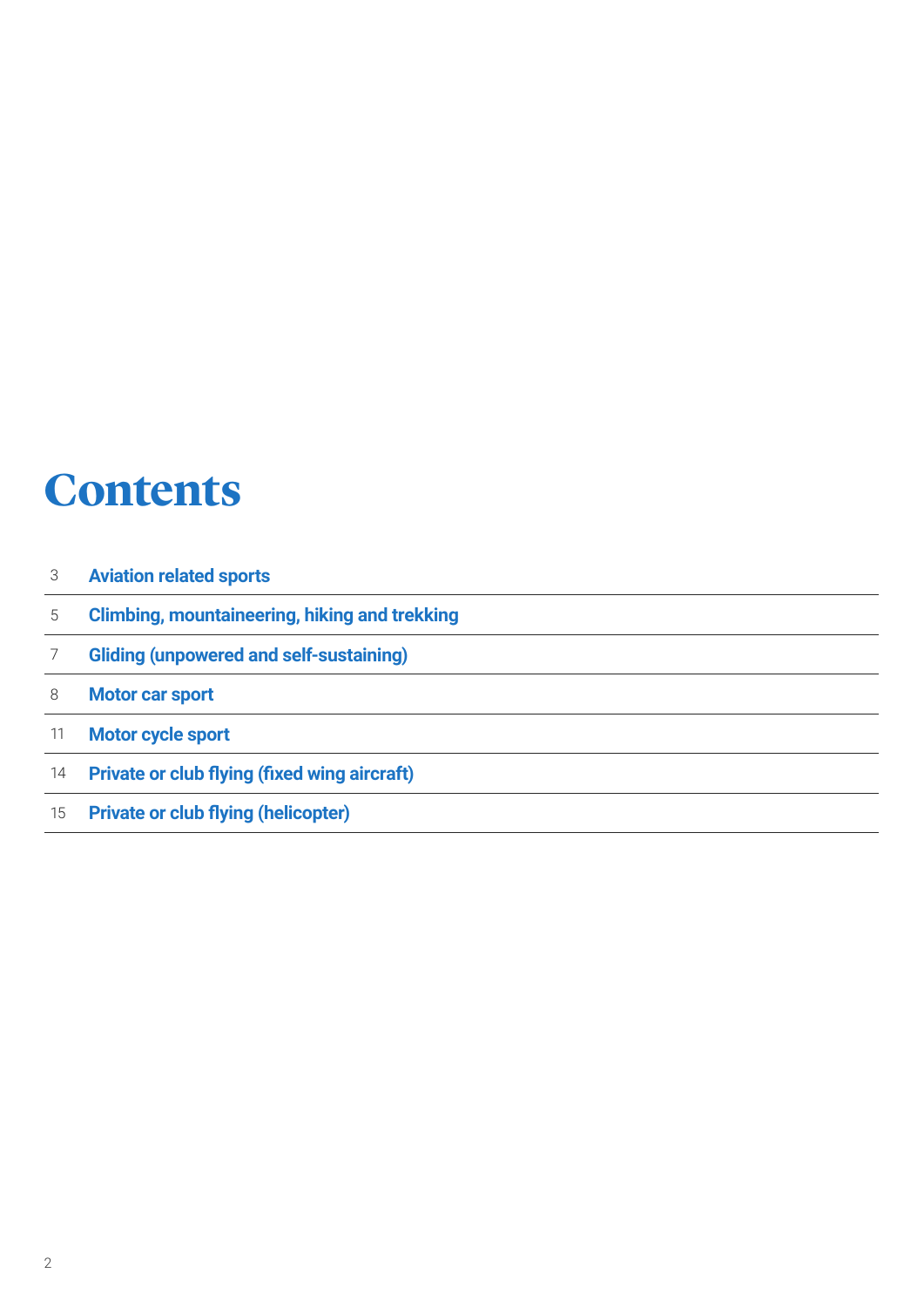# Contents

| | |
|---|---|
| 3 | **Aviation related sports** |
| 5 | **Climbing, mountaineering, hiking and trekking** |
| 7 | **Gliding (unpowered and self-sustaining)** |
| 8 | **Motor car sport** |
| 11 | **Motor cycle sport** |
| 14 | **Private or club flying (fixed wing aircraft)** |
| 15 | **Private or club flying (helicopter)** |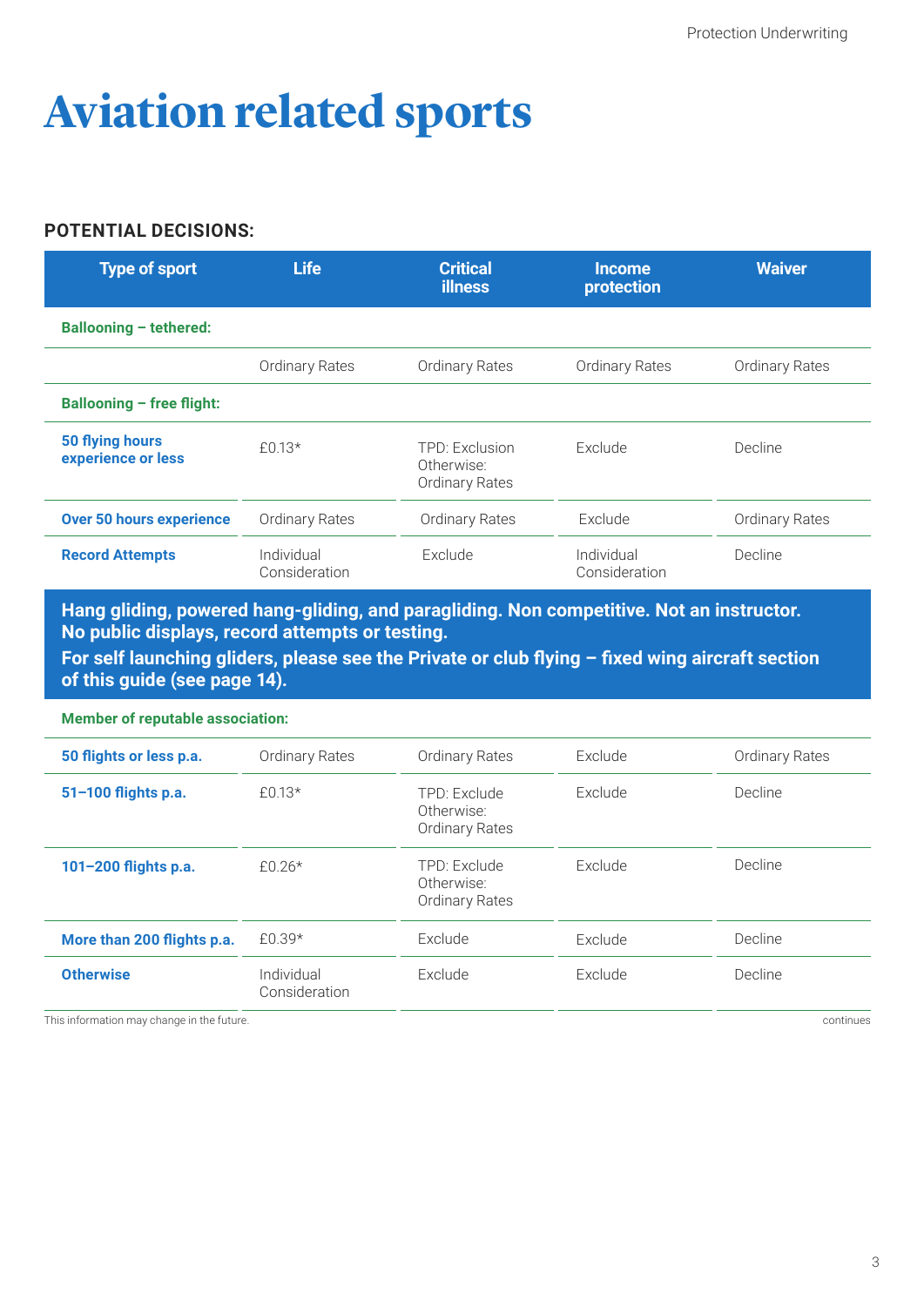# Aviation related sports

**POTENTIAL DECISIONS:**

| Type of sport | Life | Critical illness | Income protection | Waiver |
|---|---|---|---|---|
| **Ballooning – tethered:** | | | | |
| | Ordinary Rates | Ordinary Rates | Ordinary Rates | Ordinary Rates |
| **Ballooning – free flight:** | | | | |
| **50 flying hours experience or less** | £0.13* | TPD: Exclusion Otherwise: Ordinary Rates | Exclude | Decline |
| **Over 50 hours experience** | Ordinary Rates | Ordinary Rates | Exclude | Ordinary Rates |
| **Record Attempts** | Individual Consideration | Exclude | Individual Consideration | Decline |
| **Hang gliding, powered hang-gliding, and paragliding. Non competitive. Not an instructor. No public displays, record attempts or testing. For self launching gliders, please see the Private or club flying – fixed wing aircraft section of this guide (see page 14).** | | | | |
| **Member of reputable association:** | | | | |
| **50 flights or less p.a.** | Ordinary Rates | Ordinary Rates | Exclude | Ordinary Rates |
| **51–100 flights p.a.** | £0.13* | TPD: Exclude Otherwise: Ordinary Rates | Exclude | Decline |
| **101–200 flights p.a.** | £0.26* | TPD: Exclude Otherwise: Ordinary Rates | Exclude | Decline |
| **More than 200 flights p.a.** | £0.39* | Exclude | Exclude | Decline |
| **Otherwise** | Individual Consideration | Exclude | Exclude | Decline |

This information may change in the future.

continues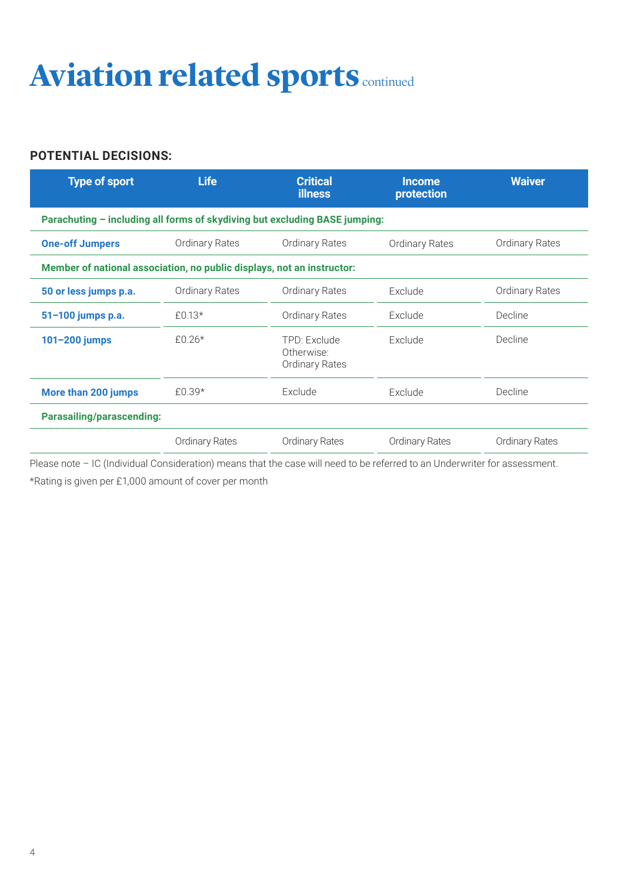# Aviation related sports continued

**POTENTIAL DECISIONS:**

| Type of sport | Life | Critical illness | Income protection | Waiver |
|---|---|---|---|---|
| **Parachuting – including all forms of skydiving but excluding BASE jumping:** | | | | |
| **One-off Jumpers** | Ordinary Rates | Ordinary Rates | Ordinary Rates | Ordinary Rates |
| **Member of national association, no public displays, not an instructor:** | | | | |
| **50 or less jumps p.a.** | Ordinary Rates | Ordinary Rates | Exclude | Ordinary Rates |
| **51–100 jumps p.a.** | £0.13* | Ordinary Rates | Exclude | Decline |
| **101–200 jumps** | £0.26* | TPD: Exclude Otherwise: Ordinary Rates | Exclude | Decline |
| **More than 200 jumps** | £0.39* | Exclude | Exclude | Decline |
| **Parasailing/parascending:** | | | | |
| | Ordinary Rates | Ordinary Rates | Ordinary Rates | Ordinary Rates |

Please note – IC (Individual Consideration) means that the case will need to be referred to an Underwriter for assessment.

*Rating is given per £1,000 amount of cover per month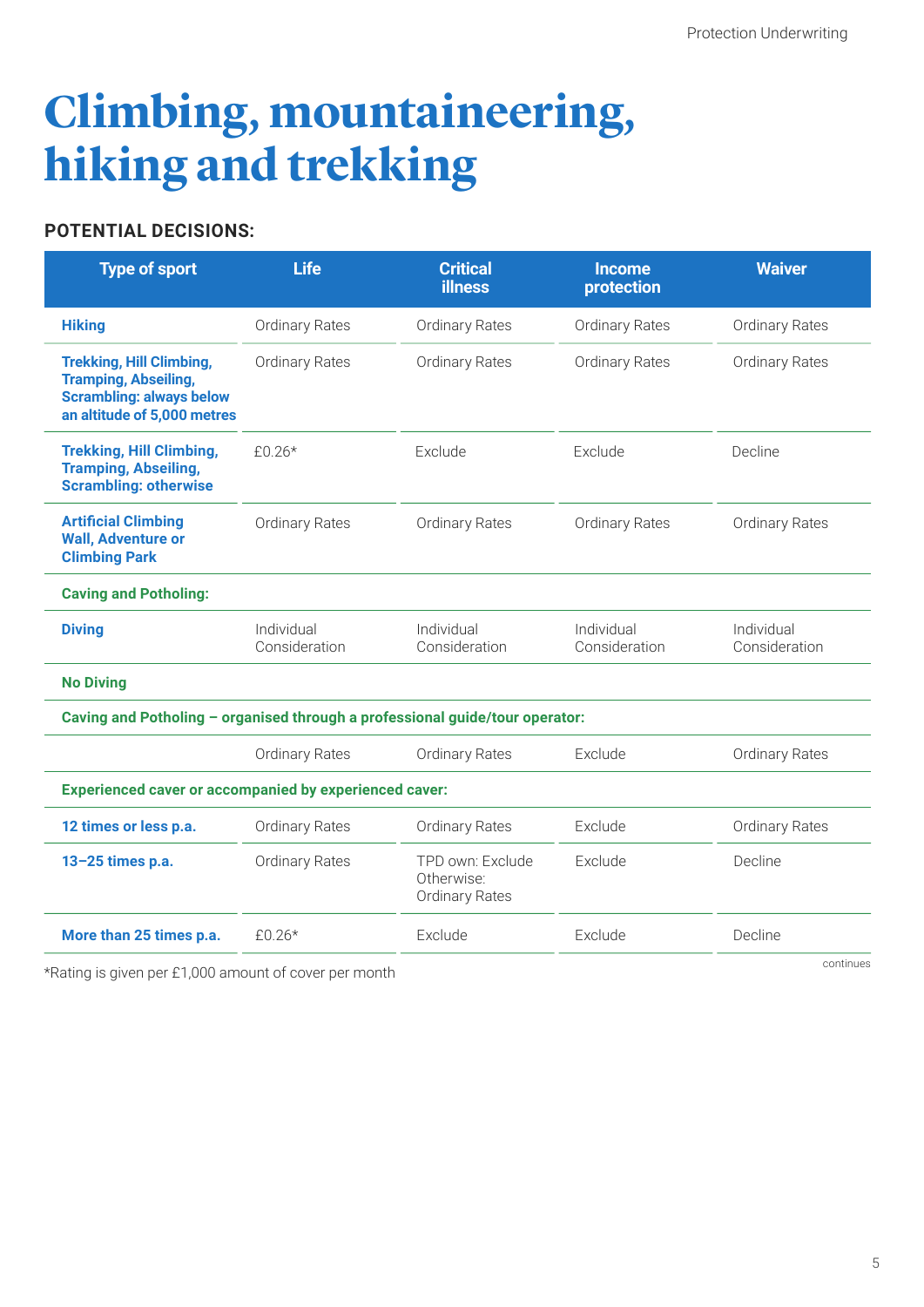# Climbing, mountaineering, hiking and trekking

**POTENTIAL DECISIONS:**

| Type of sport | Life | Critical illness | Income protection | Waiver |
|---|---|---|---|---|
| **Hiking** | Ordinary Rates | Ordinary Rates | Ordinary Rates | Ordinary Rates |
| **Trekking, Hill Climbing, Tramping, Abseiling, Scrambling: always below an altitude of 5,000 metres** | Ordinary Rates | Ordinary Rates | Ordinary Rates | Ordinary Rates |
| **Trekking, Hill Climbing, Tramping, Abseiling, Scrambling: otherwise** | £0.26* | Exclude | Exclude | Decline |
| **Artificial Climbing Wall, Adventure or Climbing Park** | Ordinary Rates | Ordinary Rates | Ordinary Rates | Ordinary Rates |
| **Caving and Potholing:** | | | | |
| **Diving** | Individual Consideration | Individual Consideration | Individual Consideration | Individual Consideration |
| **No Diving** | | | | |
| **Caving and Potholing – organised through a professional guide/tour operator:** | | | | |
| | Ordinary Rates | Ordinary Rates | Exclude | Ordinary Rates |
| **Experienced caver or accompanied by experienced caver:** | | | | |
| **12 times or less p.a.** | Ordinary Rates | Ordinary Rates | Exclude | Ordinary Rates |
| **13–25 times p.a.** | Ordinary Rates | TPD own: Exclude Otherwise: Ordinary Rates | Exclude | Decline |
| **More than 25 times p.a.** | £0.26* | Exclude | Exclude | Decline |

*Rating is given per £1,000 amount of cover per month

continues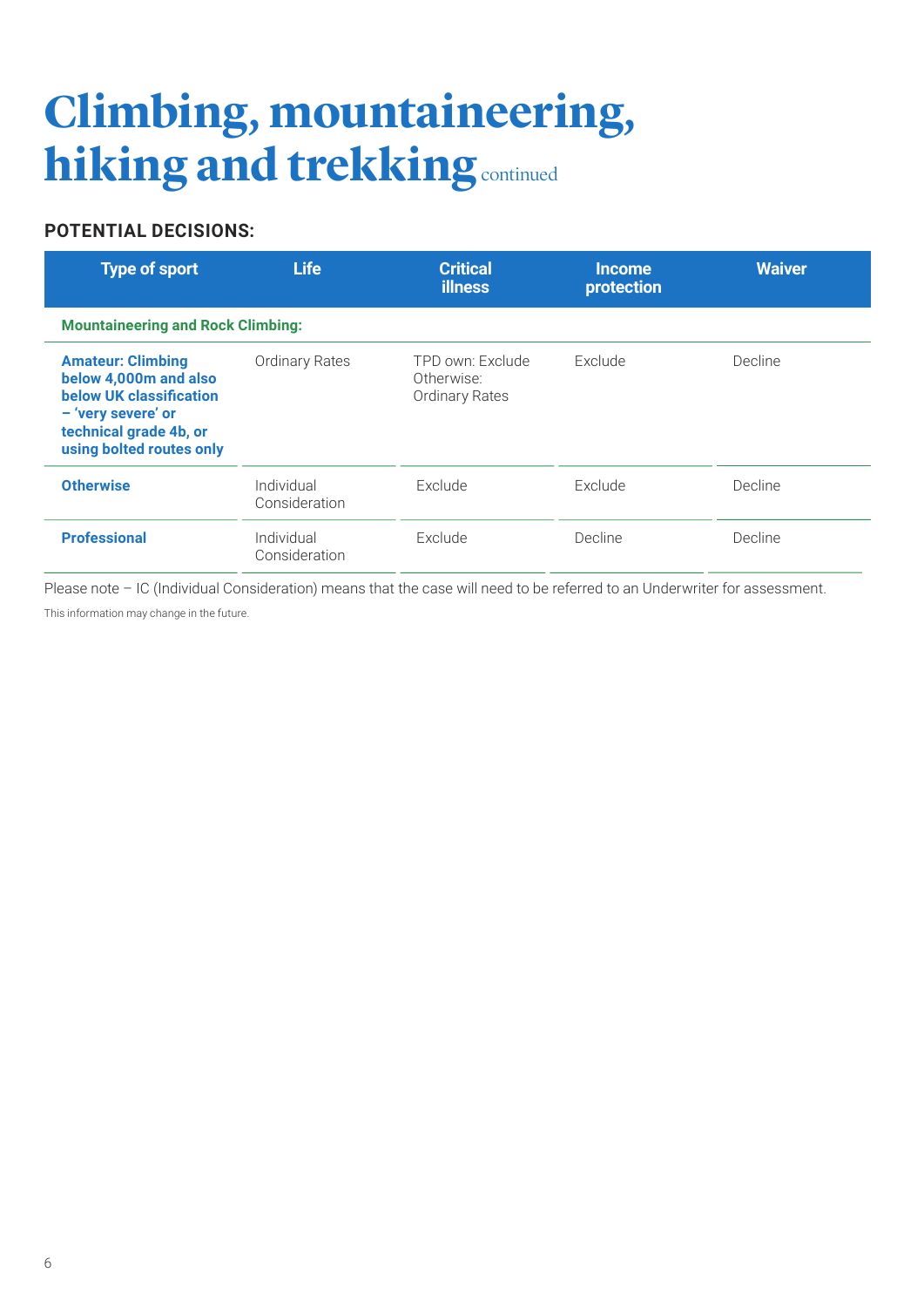# Climbing, mountaineering, hiking and trekking continued

**POTENTIAL DECISIONS:**

| Type of sport | Life | Critical illness | Income protection | Waiver |
|---|---|---|---|---|
| **Mountaineering and Rock Climbing:** | | | | |
| **Amateur: Climbing below 4,000m and also below UK classification – 'very severe' or technical grade 4b, or using bolted routes only** | Ordinary Rates | TPD own: Exclude Otherwise: Ordinary Rates | Exclude | Decline |
| **Otherwise** | Individual Consideration | Exclude | Exclude | Decline |
| **Professional** | Individual Consideration | Exclude | Decline | Decline |

Please note – IC (Individual Consideration) means that the case will need to be referred to an Underwriter for assessment.

This information may change in the future.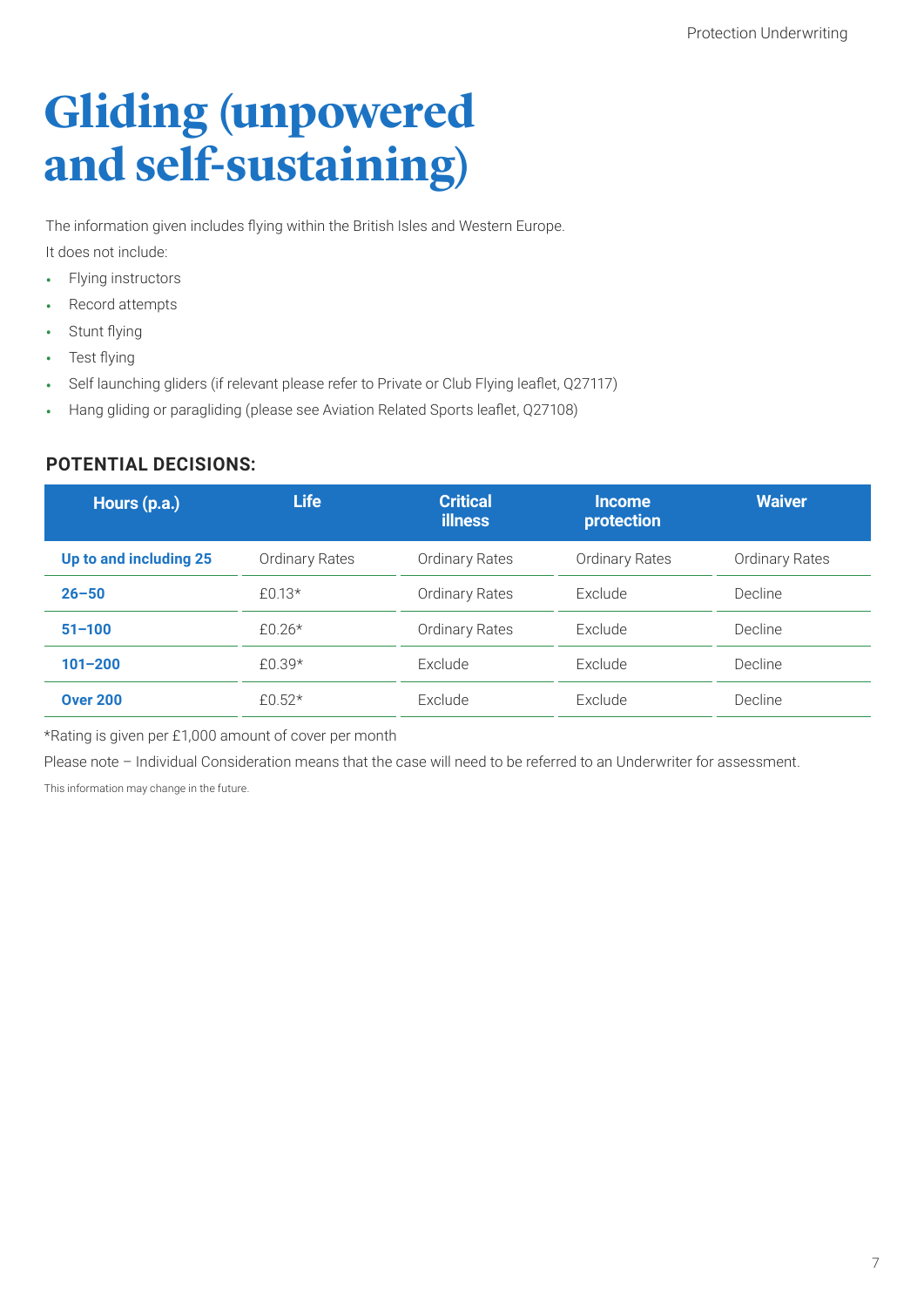# Gliding (unpowered and self-sustaining)

The information given includes flying within the British Isles and Western Europe.

It does not include:

- Flying instructors
- Record attempts
- Stunt flying
- Test flying
- Self launching gliders (if relevant please refer to Private or Club Flying leaflet, Q27117)
- Hang gliding or paragliding (please see Aviation Related Sports leaflet, Q27108)

### POTENTIAL DECISIONS:

| Hours (p.a.) | Life | Critical illness | Income protection | Waiver |
|---|---|---|---|---|
| **Up to and including 25** | Ordinary Rates | Ordinary Rates | Ordinary Rates | Ordinary Rates |
| **26–50** | £0.13* | Ordinary Rates | Exclude | Decline |
| **51–100** | £0.26* | Ordinary Rates | Exclude | Decline |
| **101–200** | £0.39* | Exclude | Exclude | Decline |
| **Over 200** | £0.52* | Exclude | Exclude | Decline |

*Rating is given per £1,000 amount of cover per month

Please note – Individual Consideration means that the case will need to be referred to an Underwriter for assessment.

This information may change in the future.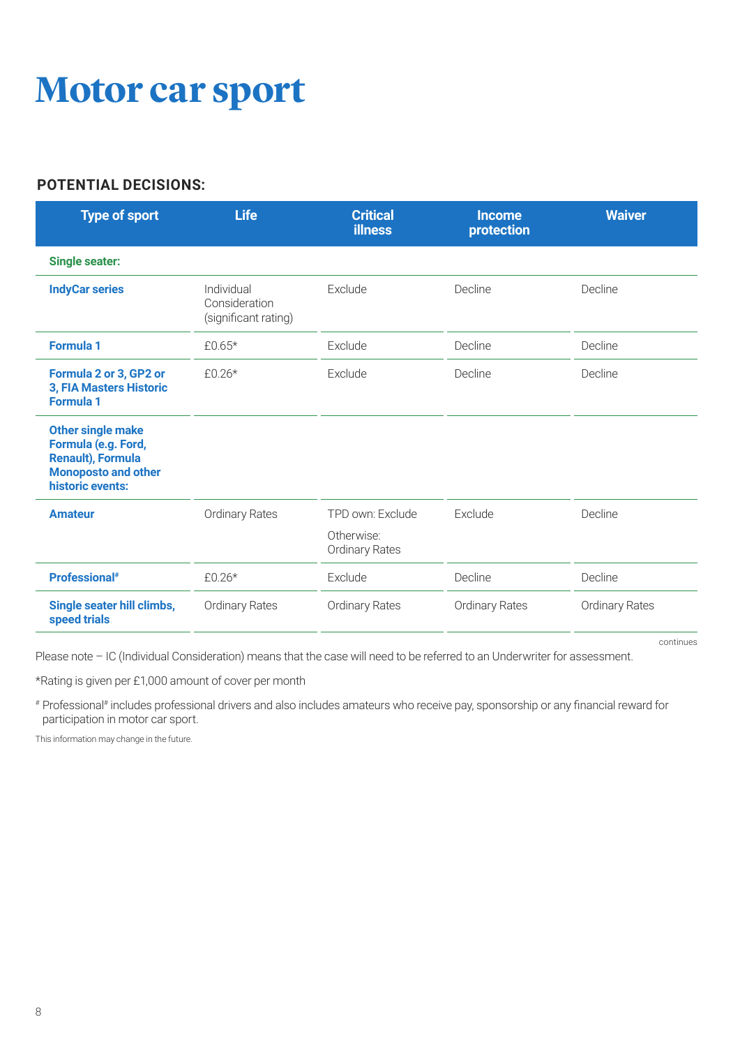# Motor car sport

**POTENTIAL DECISIONS:**

| Type of sport | Life | Critical illness | Income protection | Waiver |
|---|---|---|---|---|
| **Single seater:** | | | | |
| **IndyCar series** | Individual Consideration (significant rating) | Exclude | Decline | Decline |
| **Formula 1** | £0.65* | Exclude | Decline | Decline |
| **Formula 2 or 3, GP2 or 3, FIA Masters Historic Formula 1** | £0.26* | Exclude | Decline | Decline |
| **Other single make Formula (e.g. Ford, Renault), Formula Monoposto and other historic events:** | | | | |
| **Amateur** | Ordinary Rates | TPD own: Exclude<br>Otherwise: Ordinary Rates | Exclude | Decline |
| **Professional#** | £0.26* | Exclude | Decline | Decline |
| **Single seater hill climbs, speed trials** | Ordinary Rates | Ordinary Rates | Ordinary Rates | Ordinary Rates |

continues

Please note – IC (Individual Consideration) means that the case will need to be referred to an Underwriter for assessment.

*Rating is given per £1,000 amount of cover per month

# Professional# includes professional drivers and also includes amateurs who receive pay, sponsorship or any financial reward for participation in motor car sport.

This information may change in the future.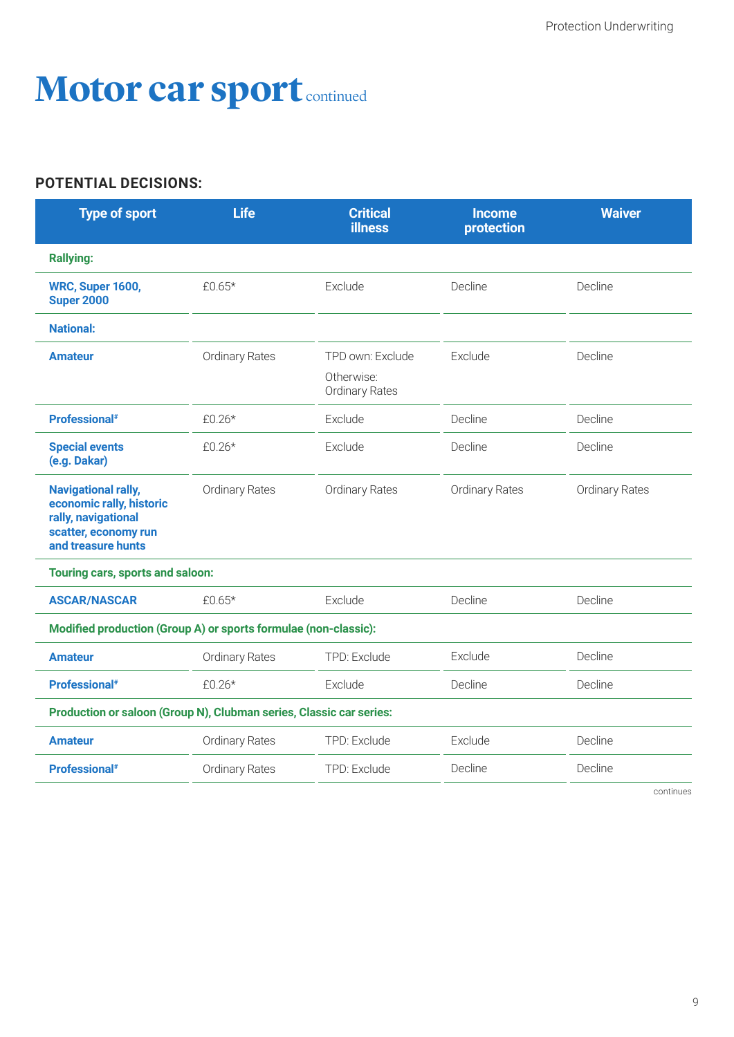# Motor car sport continued

**POTENTIAL DECISIONS:**

| Type of sport | Life | Critical illness | Income protection | Waiver |
|---|---|---|---|---|
| **Rallying:** | | | | |
| **WRC, Super 1600, Super 2000** | £0.65* | Exclude | Decline | Decline |
| **National:** | | | | |
| **Amateur** | Ordinary Rates | TPD own: Exclude<br>Otherwise: Ordinary Rates | Exclude | Decline |
| **Professional#** | £0.26* | Exclude | Decline | Decline |
| **Special events (e.g. Dakar)** | £0.26* | Exclude | Decline | Decline |
| **Navigational rally, economic rally, historic rally, navigational scatter, economy run and treasure hunts** | Ordinary Rates | Ordinary Rates | Ordinary Rates | Ordinary Rates |
| **Touring cars, sports and saloon:** | | | | |
| **ASCAR/NASCAR** | £0.65* | Exclude | Decline | Decline |
| **Modified production (Group A) or sports formulae (non-classic):** | | | | |
| **Amateur** | Ordinary Rates | TPD: Exclude | Exclude | Decline |
| **Professional#** | £0.26* | Exclude | Decline | Decline |
| **Production or saloon (Group N), Clubman series, Classic car series:** | | | | |
| **Amateur** | Ordinary Rates | TPD: Exclude | Exclude | Decline |
| **Professional#** | Ordinary Rates | TPD: Exclude | Decline | Decline |

continues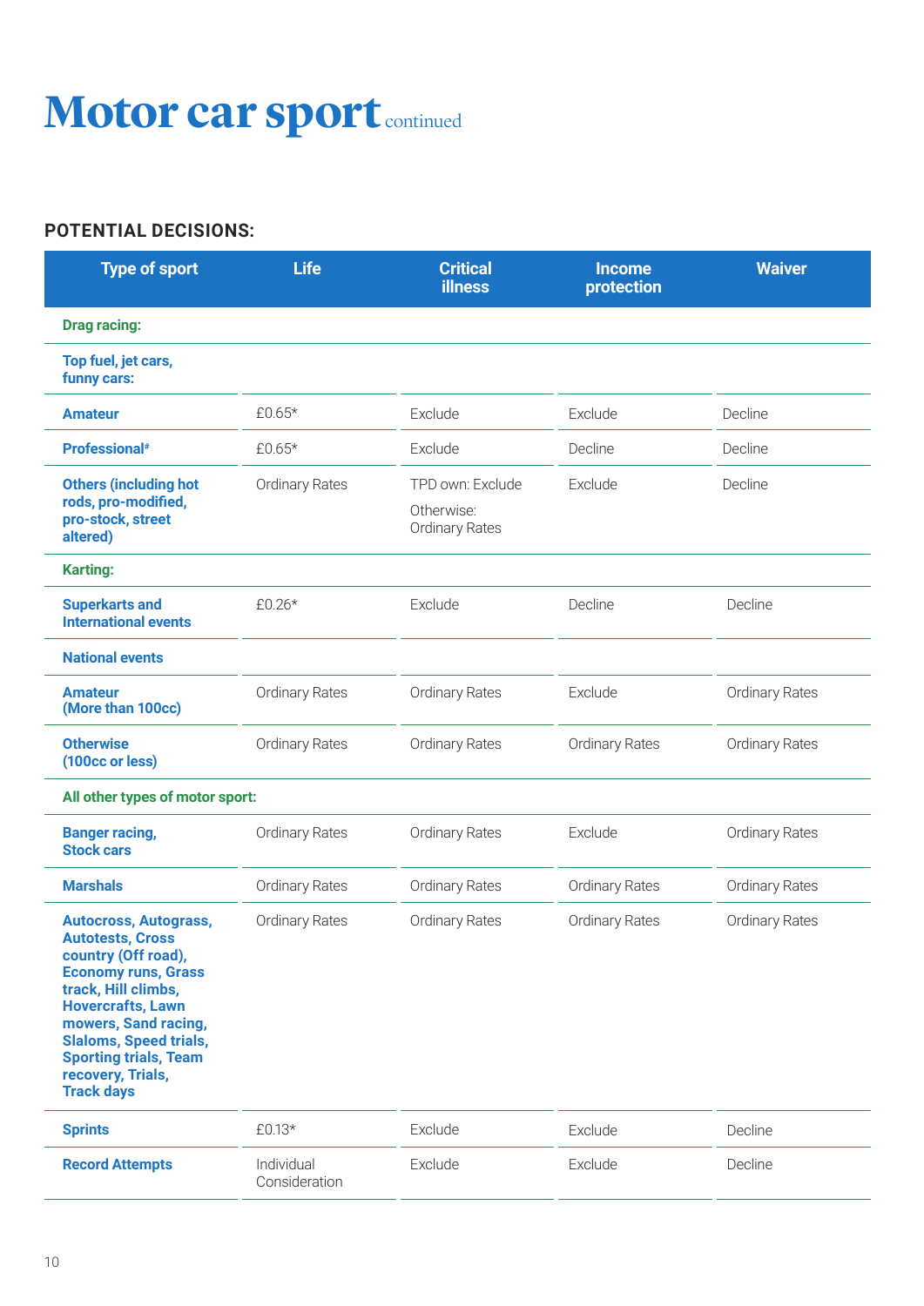# Motor car sport continued

**POTENTIAL DECISIONS:**

| Type of sport | Life | Critical illness | Income protection | Waiver |
|---|---|---|---|---|
| **Drag racing:** | | | | |
| **Top fuel, jet cars, funny cars:** | | | | |
| **Amateur** | £0.65* | Exclude | Exclude | Decline |
| **Professional#** | £0.65* | Exclude | Decline | Decline |
| **Others (including hot rods, pro-modified, pro-stock, street altered)** | Ordinary Rates | TPD own: Exclude<br>Otherwise: Ordinary Rates | Exclude | Decline |
| **Karting:** | | | | |
| **Superkarts and International events** | £0.26* | Exclude | Decline | Decline |
| **National events** | | | | |
| **Amateur (More than 100cc)** | Ordinary Rates | Ordinary Rates | Exclude | Ordinary Rates |
| **Otherwise (100cc or less)** | Ordinary Rates | Ordinary Rates | Ordinary Rates | Ordinary Rates |
| **All other types of motor sport:** | | | | |
| **Banger racing, Stock cars** | Ordinary Rates | Ordinary Rates | Exclude | Ordinary Rates |
| **Marshals** | Ordinary Rates | Ordinary Rates | Ordinary Rates | Ordinary Rates |
| **Autocross, Autograss, Autotests, Cross country (Off road), Economy runs, Grass track, Hill climbs, Hovercrafts, Lawn mowers, Sand racing, Slaloms, Speed trials, Sporting trials, Team recovery, Trials, Track days** | Ordinary Rates | Ordinary Rates | Ordinary Rates | Ordinary Rates |
| **Sprints** | £0.13* | Exclude | Exclude | Decline |
| **Record Attempts** | Individual Consideration | Exclude | Exclude | Decline |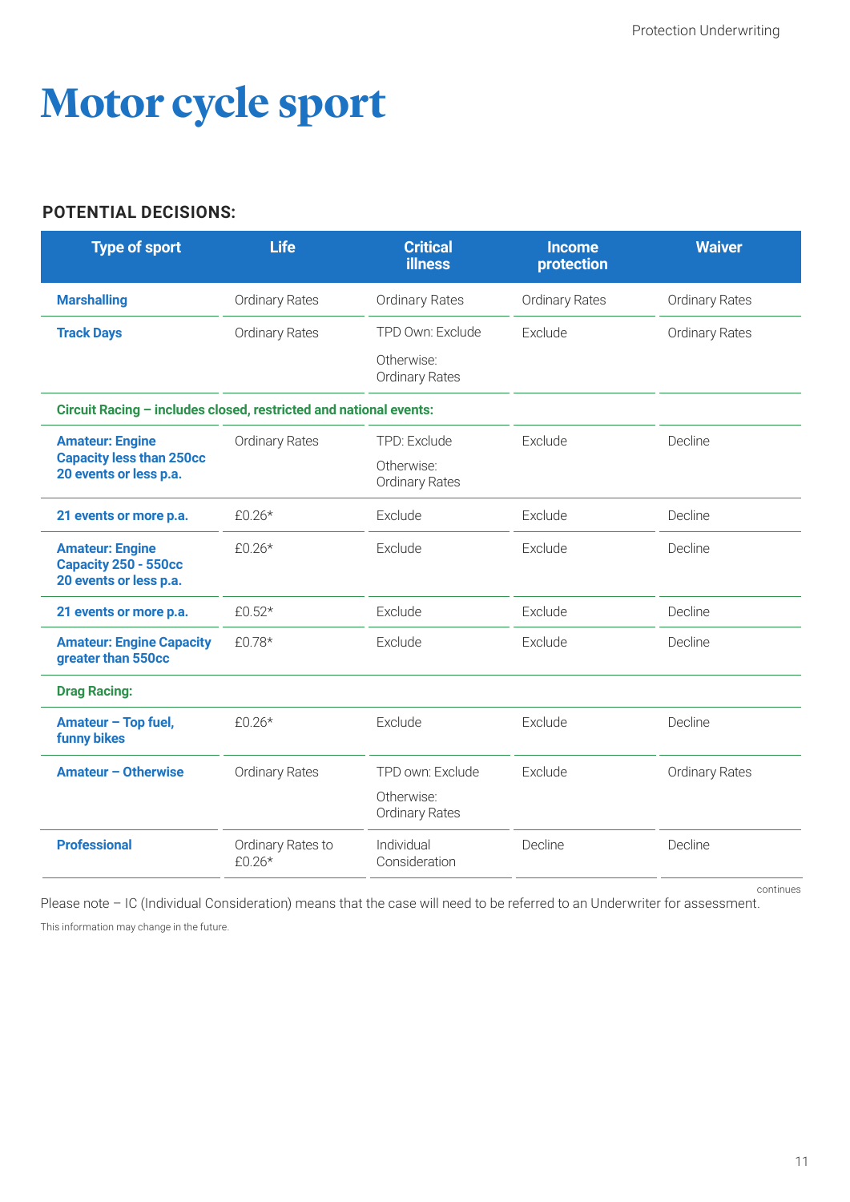# Motor cycle sport

**POTENTIAL DECISIONS:**

| Type of sport | Life | Critical illness | Income protection | Waiver |
|---|---|---|---|---|
| **Marshalling** | Ordinary Rates | Ordinary Rates | Ordinary Rates | Ordinary Rates |
| **Track Days** | Ordinary Rates | TPD Own: Exclude<br>Otherwise: Ordinary Rates | Exclude | Ordinary Rates |
| **Circuit Racing – includes closed, restricted and national events:** | | | | |
| **Amateur: Engine Capacity less than 250cc 20 events or less p.a.** | Ordinary Rates | TPD: Exclude<br>Otherwise: Ordinary Rates | Exclude | Decline |
| **21 events or more p.a.** | £0.26* | Exclude | Exclude | Decline |
| **Amateur: Engine Capacity 250 - 550cc 20 events or less p.a.** | £0.26* | Exclude | Exclude | Decline |
| **21 events or more p.a.** | £0.52* | Exclude | Exclude | Decline |
| **Amateur: Engine Capacity greater than 550cc** | £0.78* | Exclude | Exclude | Decline |
| **Drag Racing:** | | | | |
| **Amateur – Top fuel, funny bikes** | £0.26* | Exclude | Exclude | Decline |
| **Amateur – Otherwise** | Ordinary Rates | TPD own: Exclude<br>Otherwise: Ordinary Rates | Exclude | Ordinary Rates |
| **Professional** | Ordinary Rates to £0.26* | Individual Consideration | Decline | Decline |

continues

Please note – IC (Individual Consideration) means that the case will need to be referred to an Underwriter for assessment.

This information may change in the future.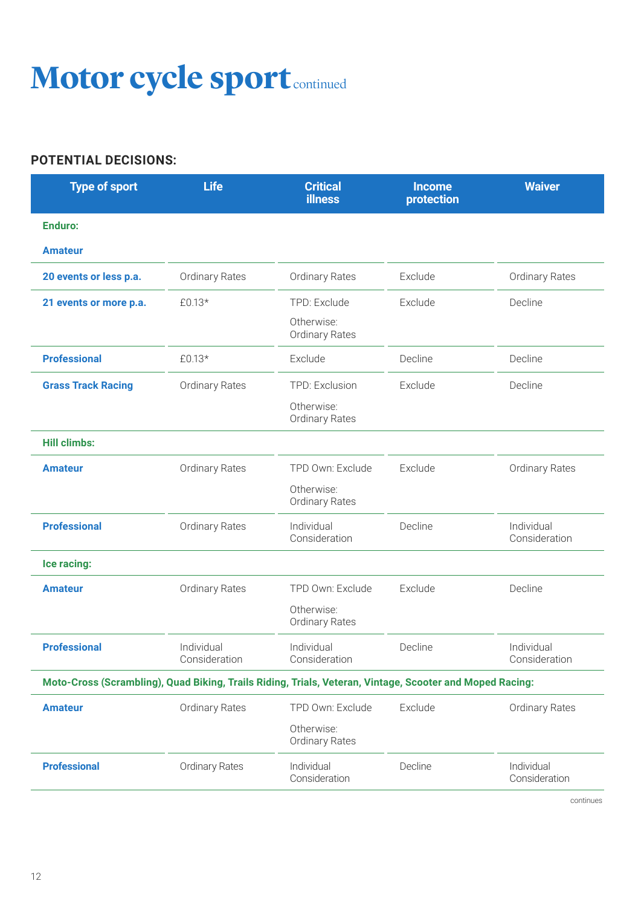# Motor cycle sport continued

**POTENTIAL DECISIONS:**

| Type of sport | Life | Critical illness | Income protection | Waiver |
|---|---|---|---|---|
| **Enduro:** | | | | |
| **Amateur** | | | | |
| **20 events or less p.a.** | Ordinary Rates | Ordinary Rates | Exclude | Ordinary Rates |
| **21 events or more p.a.** | £0.13* | TPD: Exclude<br>Otherwise: Ordinary Rates | Exclude | Decline |
| **Professional** | £0.13* | Exclude | Decline | Decline |
| **Grass Track Racing** | Ordinary Rates | TPD: Exclusion<br>Otherwise: Ordinary Rates | Exclude | Decline |
| **Hill climbs:** | | | | |
| **Amateur** | Ordinary Rates | TPD Own: Exclude<br>Otherwise: Ordinary Rates | Exclude | Ordinary Rates |
| **Professional** | Ordinary Rates | Individual Consideration | Decline | Individual Consideration |
| **Ice racing:** | | | | |
| **Amateur** | Ordinary Rates | TPD Own: Exclude<br>Otherwise: Ordinary Rates | Exclude | Decline |
| **Professional** | Individual Consideration | Individual Consideration | Decline | Individual Consideration |
| **Moto-Cross (Scrambling), Quad Biking, Trails Riding, Trials, Veteran, Vintage, Scooter and Moped Racing:** | | | | |
| **Amateur** | Ordinary Rates | TPD Own: Exclude<br>Otherwise: Ordinary Rates | Exclude | Ordinary Rates |
| **Professional** | Ordinary Rates | Individual Consideration | Decline | Individual Consideration |

continues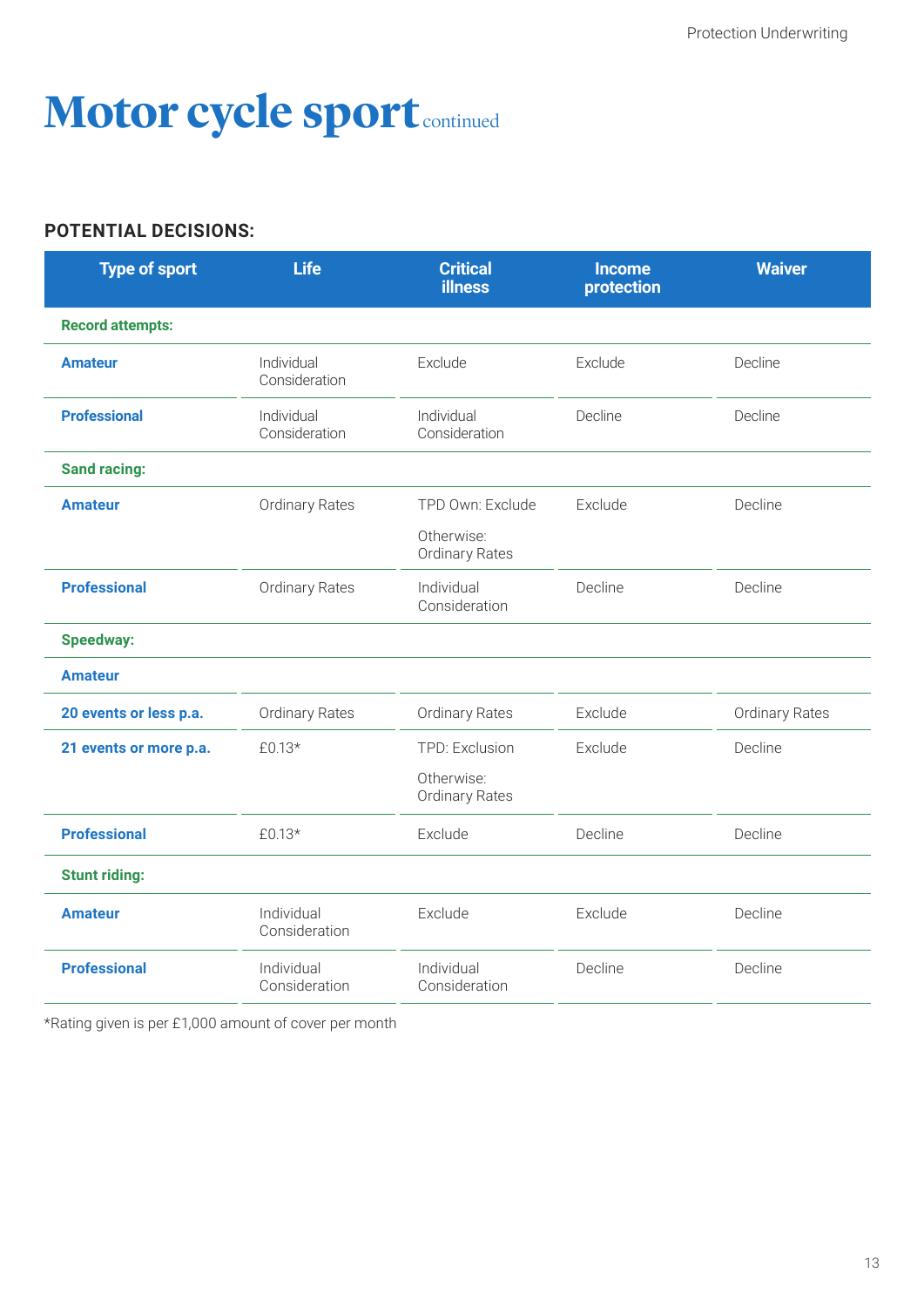# Motor cycle sport continued

**POTENTIAL DECISIONS:**

| Type of sport | Life | Critical illness | Income protection | Waiver |
|---|---|---|---|---|
| **Record attempts:** | | | | |
| **Amateur** | Individual Consideration | Exclude | Exclude | Decline |
| **Professional** | Individual Consideration | Individual Consideration | Decline | Decline |
| **Sand racing:** | | | | |
| **Amateur** | Ordinary Rates | TPD Own: Exclude<br><br>Otherwise: Ordinary Rates | Exclude | Decline |
| **Professional** | Ordinary Rates | Individual Consideration | Decline | Decline |
| **Speedway:** | | | | |
| **Amateur** | | | | |
| **20 events or less p.a.** | Ordinary Rates | Ordinary Rates | Exclude | Ordinary Rates |
| **21 events or more p.a.** | £0.13* | TPD: Exclusion<br><br>Otherwise: Ordinary Rates | Exclude | Decline |
| **Professional** | £0.13* | Exclude | Decline | Decline |
| **Stunt riding:** | | | | |
| **Amateur** | Individual Consideration | Exclude | Exclude | Decline |
| **Professional** | Individual Consideration | Individual Consideration | Decline | Decline |

*Rating given is per £1,000 amount of cover per month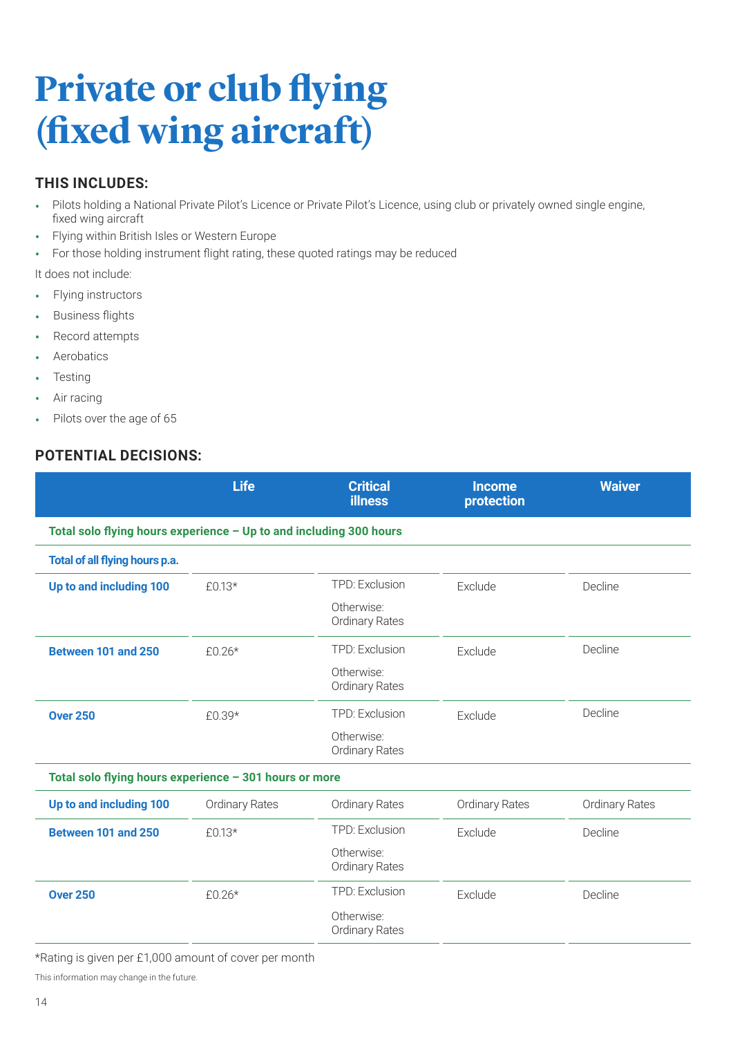# Private or club flying (fixed wing aircraft)

### THIS INCLUDES:

- Pilots holding a National Private Pilot's Licence or Private Pilot's Licence, using club or privately owned single engine, fixed wing aircraft
- Flying within British Isles or Western Europe
- For those holding instrument flight rating, these quoted ratings may be reduced

It does not include:

- Flying instructors
- Business flights
- Record attempts
- Aerobatics
- Testing
- Air racing
- Pilots over the age of 65

### POTENTIAL DECISIONS:

| | Life | Critical illness | Income protection | Waiver |
|---|---|---|---|---|
| **Total solo flying hours experience – Up to and including 300 hours** | | | | |
| **Total of all flying hours p.a.** | | | | |
| **Up to and including 100** | £0.13* | TPD: Exclusion<br>Otherwise: Ordinary Rates | Exclude | Decline |
| **Between 101 and 250** | £0.26* | TPD: Exclusion<br>Otherwise: Ordinary Rates | Exclude | Decline |
| **Over 250** | £0.39* | TPD: Exclusion<br>Otherwise: Ordinary Rates | Exclude | Decline |
| **Total solo flying hours experience – 301 hours or more** | | | | |
| **Up to and including 100** | Ordinary Rates | Ordinary Rates | Ordinary Rates | Ordinary Rates |
| **Between 101 and 250** | £0.13* | TPD: Exclusion<br>Otherwise: Ordinary Rates | Exclude | Decline |
| **Over 250** | £0.26* | TPD: Exclusion<br>Otherwise: Ordinary Rates | Exclude | Decline |

*Rating is given per £1,000 amount of cover per month

This information may change in the future.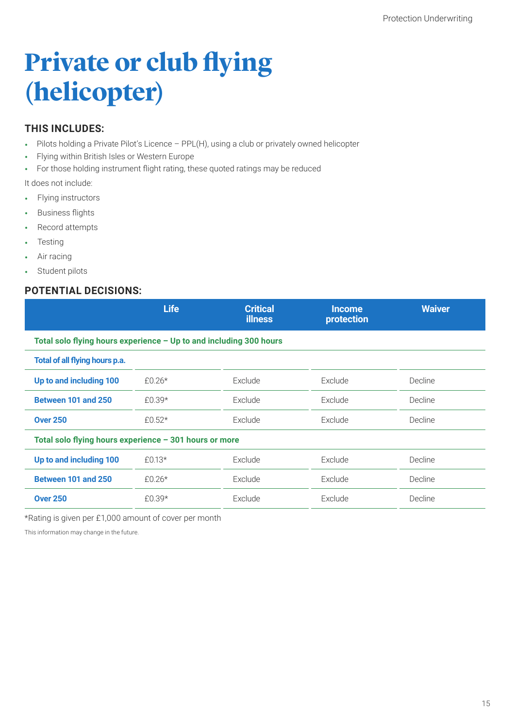# Private or club flying (helicopter)

### THIS INCLUDES:

- Pilots holding a Private Pilot's Licence – PPL(H), using a club or privately owned helicopter
- Flying within British Isles or Western Europe
- For those holding instrument flight rating, these quoted ratings may be reduced

It does not include:

- Flying instructors
- Business flights
- Record attempts
- Testing
- Air racing
- Student pilots

### POTENTIAL DECISIONS:

| | Life | Critical illness | Income protection | Waiver |
|---|---|---|---|---|
| **Total solo flying hours experience – Up to and including 300 hours** | | | | |
| **Total of all flying hours p.a.** | | | | |
| **Up to and including 100** | £0.26* | Exclude | Exclude | Decline |
| **Between 101 and 250** | £0.39* | Exclude | Exclude | Decline |
| **Over 250** | £0.52* | Exclude | Exclude | Decline |
| **Total solo flying hours experience – 301 hours or more** | | | | |
| **Up to and including 100** | £0.13* | Exclude | Exclude | Decline |
| **Between 101 and 250** | £0.26* | Exclude | Exclude | Decline |
| **Over 250** | £0.39* | Exclude | Exclude | Decline |

*Rating is given per £1,000 amount of cover per month

This information may change in the future.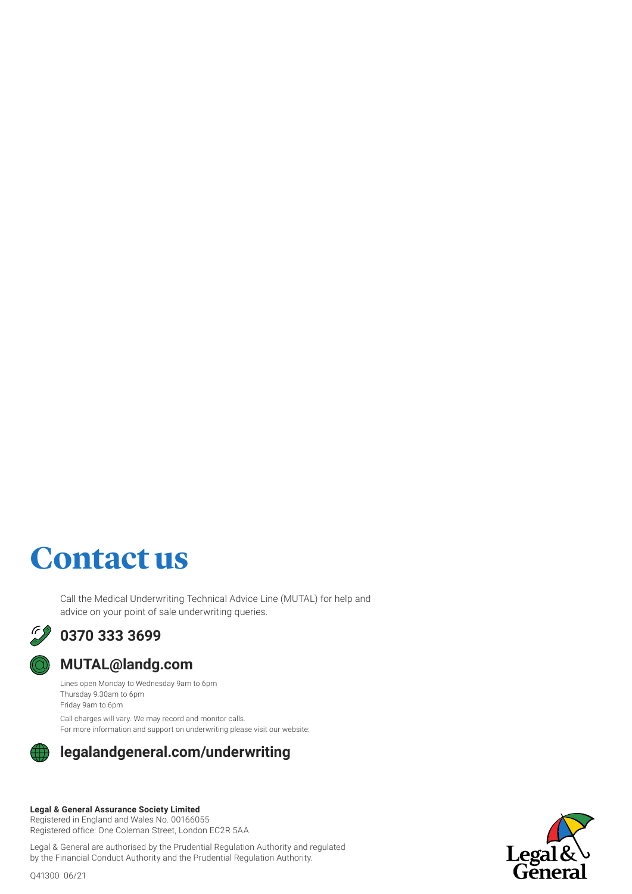# Contact us

Call the Medical Underwriting Technical Advice Line (MUTAL) for help and advice on your point of sale underwriting queries.

## 0370 333 3699

## MUTAL@landg.com

Lines open Monday to Wednesday 9am to 6pm
Thursday 9.30am to 6pm
Friday 9am to 6pm

Call charges will vary. We may record and monitor calls.
For more information and support on underwriting please visit our website:

## legalandgeneral.com/underwriting

**Legal & General Assurance Society Limited**
Registered in England and Wales No. 00166055
Registered office: One Coleman Street, London EC2R 5AA

Legal & General are authorised by the Prudential Regulation Authority and regulated by the Financial Conduct Authority and the Prudential Regulation Authority.

Q41300 06/21